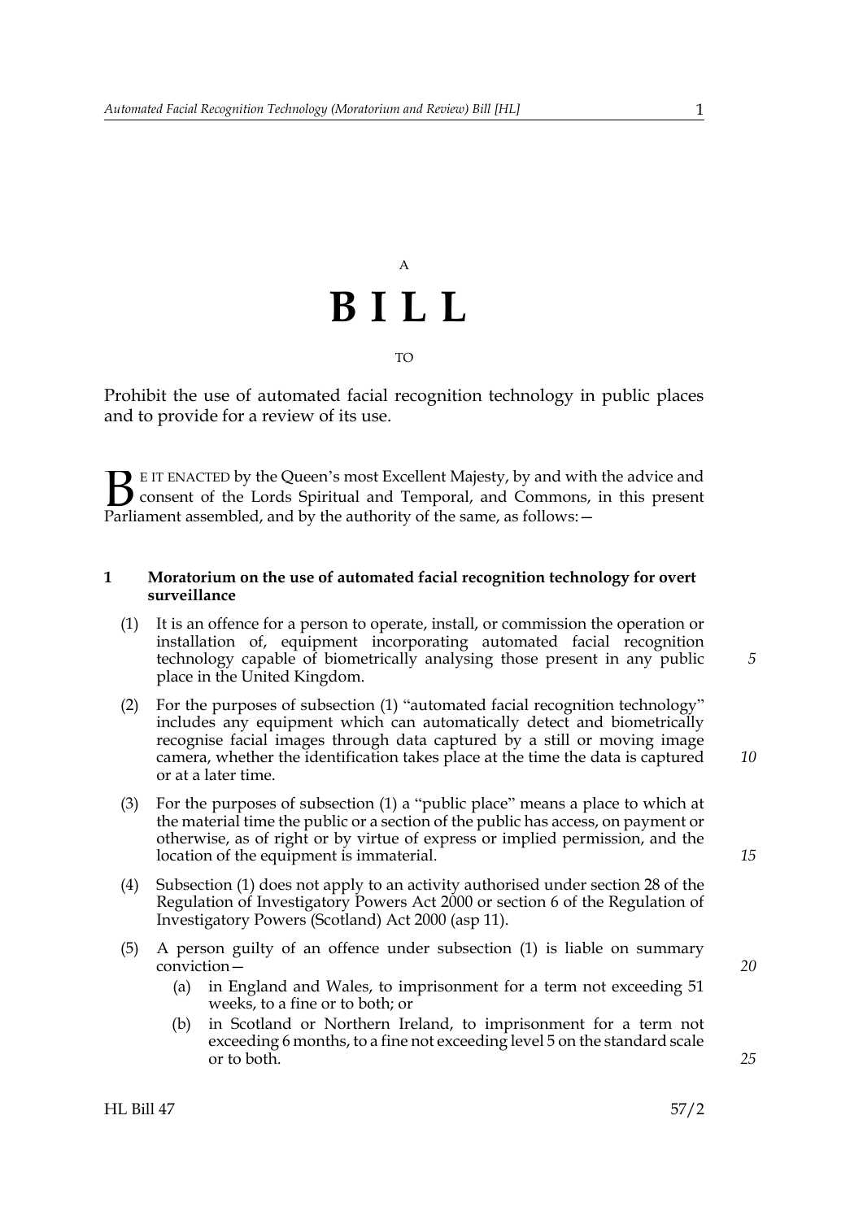A

# BILL

TO

Prohibit the use of automated facial recognition technology in public places and to provide for a review of its use.

BE IT ENACTED by the Queen's most Excellent Majesty, by and with the advice and consent of the Lords Spiritual and Temporal, and Commons, in this present Parliament assembled, and by the authority of the same, as follows:—

**1 Moratorium on the use of automated facial recognition technology for overt surveillance**

(1) It is an offence for a person to operate, install, or commission the operation or installation of, equipment incorporating automated facial recognition technology capable of biometrically analysing those present in any public place in the United Kingdom.

(2) For the purposes of subsection (1) "automated facial recognition technology" includes any equipment which can automatically detect and biometrically recognise facial images through data captured by a still or moving image camera, whether the identification takes place at the time the data is captured or at a later time.

(3) For the purposes of subsection (1) a "public place" means a place to which at the material time the public or a section of the public has access, on payment or otherwise, as of right or by virtue of express or implied permission, and the location of the equipment is immaterial.

(4) Subsection (1) does not apply to an activity authorised under section 28 of the Regulation of Investigatory Powers Act 2000 or section 6 of the Regulation of Investigatory Powers (Scotland) Act 2000 (asp 11).

(5) A person guilty of an offence under subsection (1) is liable on summary conviction—

(a) in England and Wales, to imprisonment for a term not exceeding 51 weeks, to a fine or to both; or

(b) in Scotland or Northern Ireland, to imprisonment for a term not exceeding 6 months, to a fine not exceeding level 5 on the standard scale or to both.

HL Bill 47 57/2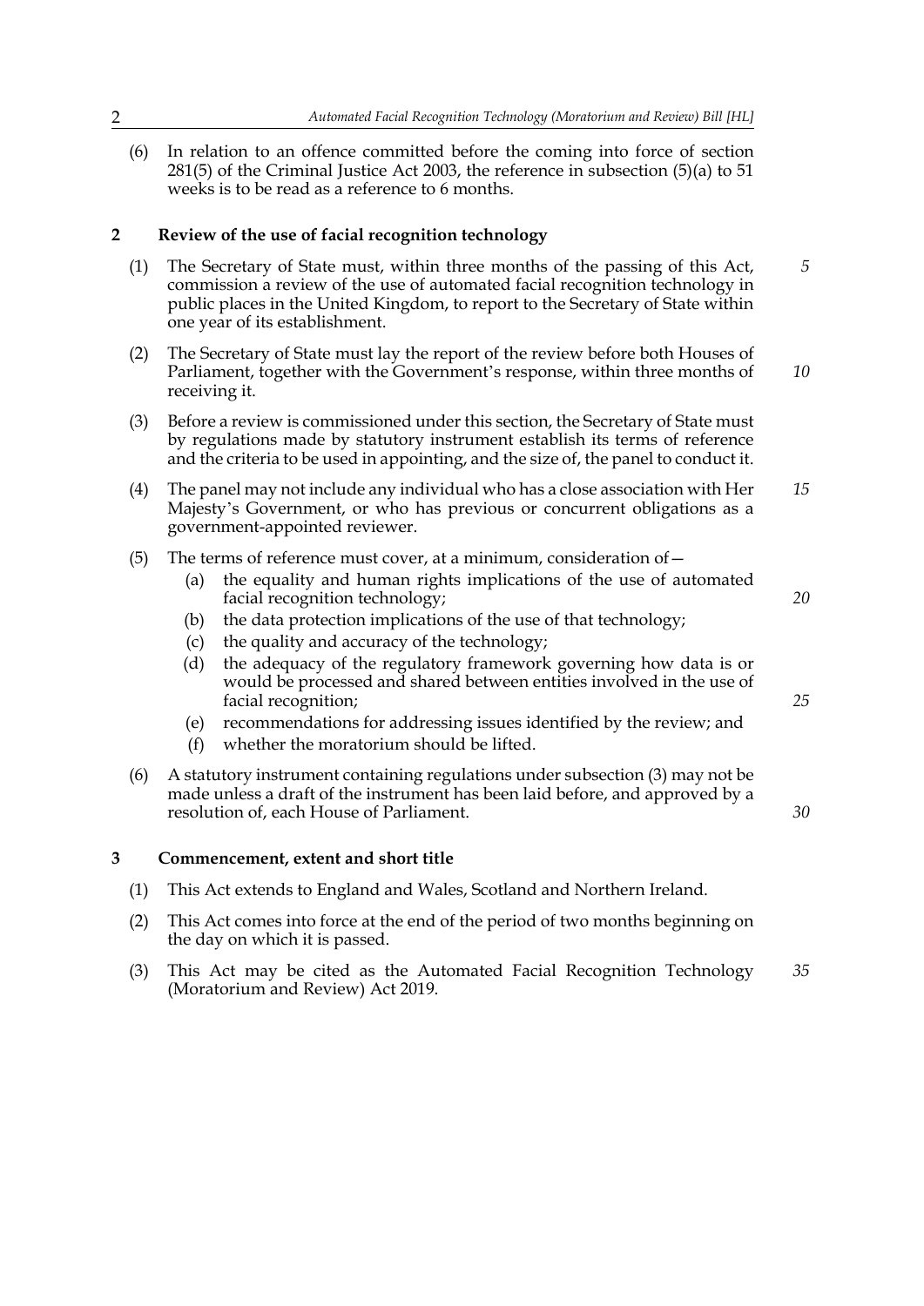(6) In relation to an offence committed before the coming into force of section 281(5) of the Criminal Justice Act 2003, the reference in subsection (5)(a) to 51 weeks is to be read as a reference to 6 months.

**2 Review of the use of facial recognition technology**

(1) The Secretary of State must, within three months of the passing of this Act, commission a review of the use of automated facial recognition technology in public places in the United Kingdom, to report to the Secretary of State within one year of its establishment.

(2) The Secretary of State must lay the report of the review before both Houses of Parliament, together with the Government's response, within three months of receiving it.

(3) Before a review is commissioned under this section, the Secretary of State must by regulations made by statutory instrument establish its terms of reference and the criteria to be used in appointing, and the size of, the panel to conduct it.

(4) The panel may not include any individual who has a close association with Her Majesty's Government, or who has previous or concurrent obligations as a government-appointed reviewer.

(5) The terms of reference must cover, at a minimum, consideration of—

- (a) the equality and human rights implications of the use of automated facial recognition technology;
- (b) the data protection implications of the use of that technology;
- (c) the quality and accuracy of the technology;
- (d) the adequacy of the regulatory framework governing how data is or would be processed and shared between entities involved in the use of facial recognition;
- (e) recommendations for addressing issues identified by the review; and
- (f) whether the moratorium should be lifted.

(6) A statutory instrument containing regulations under subsection (3) may not be made unless a draft of the instrument has been laid before, and approved by a resolution of, each House of Parliament.

**3 Commencement, extent and short title**

(1) This Act extends to England and Wales, Scotland and Northern Ireland.

(2) This Act comes into force at the end of the period of two months beginning on the day on which it is passed.

(3) This Act may be cited as the Automated Facial Recognition Technology (Moratorium and Review) Act 2019.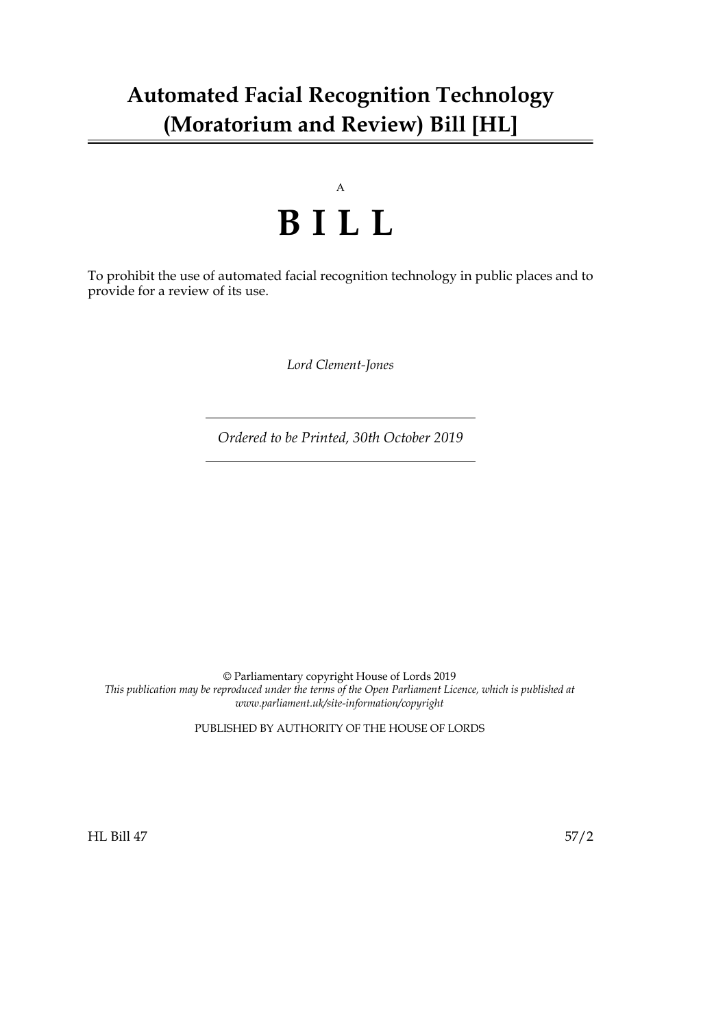# Automated Facial Recognition Technology (Moratorium and Review) Bill [HL]

A

# B I L L

To prohibit the use of automated facial recognition technology in public places and to provide for a review of its use.

*Lord Clement-Jones*

---

*Ordered to be Printed, 30th October 2019*

---

© Parliamentary copyright House of Lords 2019
*This publication may be reproduced under the terms of the Open Parliament Licence, which is published at www.parliament.uk/site-information/copyright*

PUBLISHED BY AUTHORITY OF THE HOUSE OF LORDS

HL Bill 47 57/2